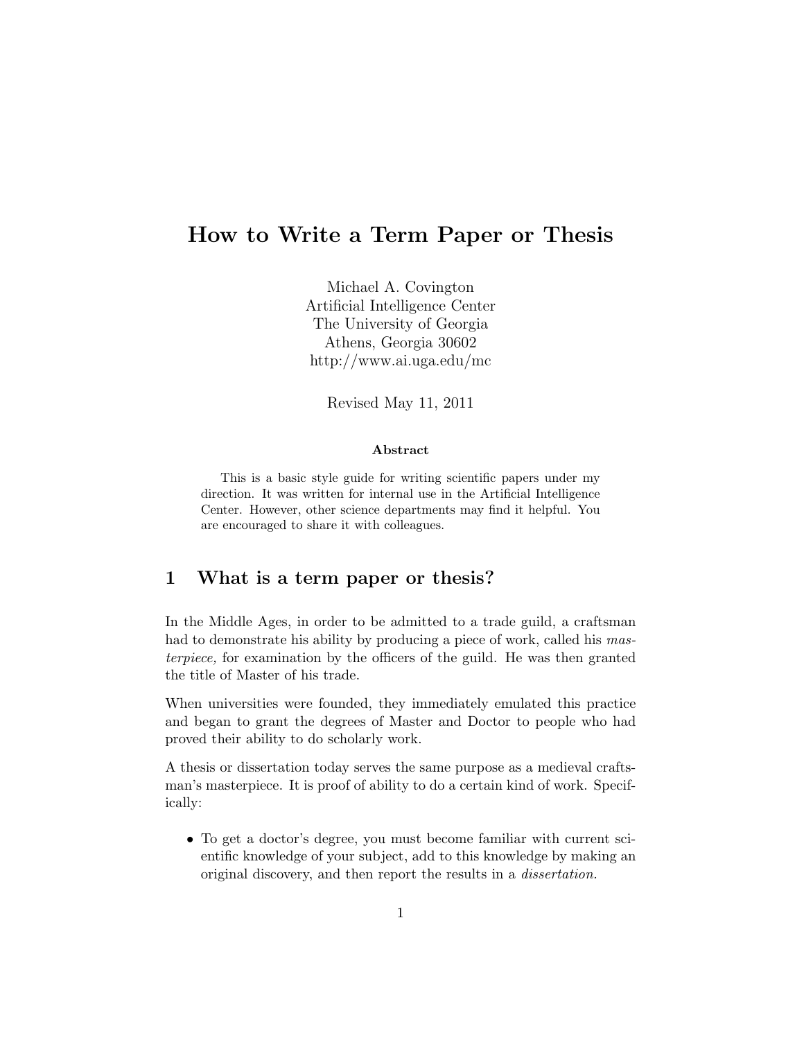# How to Write a Term Paper or Thesis

Michael A. Covington
Artificial Intelligence Center
The University of Georgia
Athens, Georgia 30602
http://www.ai.uga.edu/mc

Revised May 11, 2011

**Abstract**

This is a basic style guide for writing scientific papers under my direction. It was written for internal use in the Artificial Intelligence Center. However, other science departments may find it helpful. You are encouraged to share it with colleagues.

## 1 What is a term paper or thesis?

In the Middle Ages, in order to be admitted to a trade guild, a craftsman had to demonstrate his ability by producing a piece of work, called his *masterpiece,* for examination by the officers of the guild. He was then granted the title of Master of his trade.

When universities were founded, they immediately emulated this practice and began to grant the degrees of Master and Doctor to people who had proved their ability to do scholarly work.

A thesis or dissertation today serves the same purpose as a medieval craftsman's masterpiece. It is proof of ability to do a certain kind of work. Specifically:

- To get a doctor's degree, you must become familiar with current scientific knowledge of your subject, add to this knowledge by making an original discovery, and then report the results in a *dissertation.*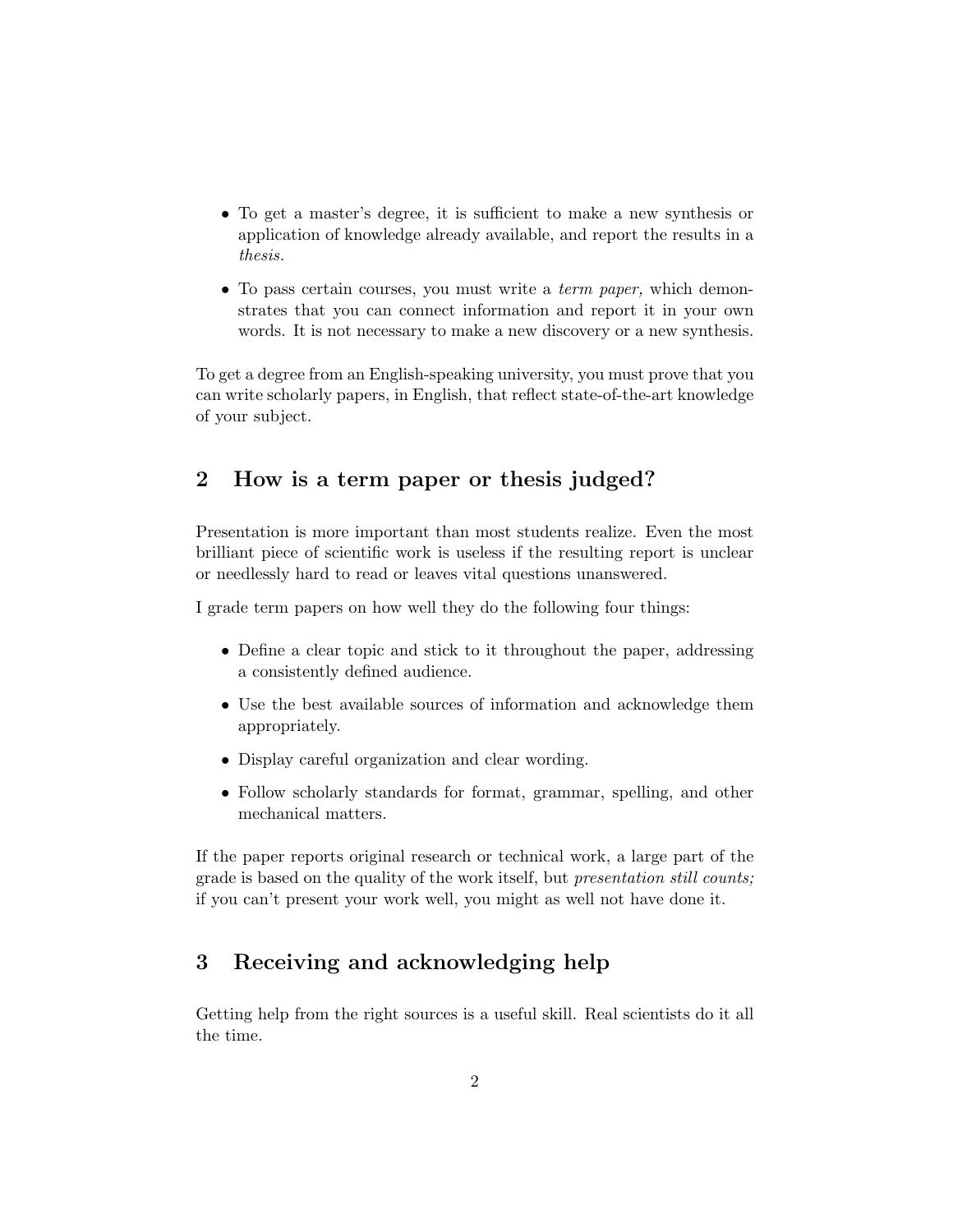- To get a master's degree, it is sufficient to make a new synthesis or application of knowledge already available, and report the results in a *thesis.*
- To pass certain courses, you must write a *term paper,* which demonstrates that you can connect information and report it in your own words. It is not necessary to make a new discovery or a new synthesis.

To get a degree from an English-speaking university, you must prove that you can write scholarly papers, in English, that reflect state-of-the-art knowledge of your subject.

## 2 How is a term paper or thesis judged?

Presentation is more important than most students realize. Even the most brilliant piece of scientific work is useless if the resulting report is unclear or needlessly hard to read or leaves vital questions unanswered.

I grade term papers on how well they do the following four things:

- Define a clear topic and stick to it throughout the paper, addressing a consistently defined audience.
- Use the best available sources of information and acknowledge them appropriately.
- Display careful organization and clear wording.
- Follow scholarly standards for format, grammar, spelling, and other mechanical matters.

If the paper reports original research or technical work, a large part of the grade is based on the quality of the work itself, but *presentation still counts;* if you can't present your work well, you might as well not have done it.

## 3 Receiving and acknowledging help

Getting help from the right sources is a useful skill. Real scientists do it all the time.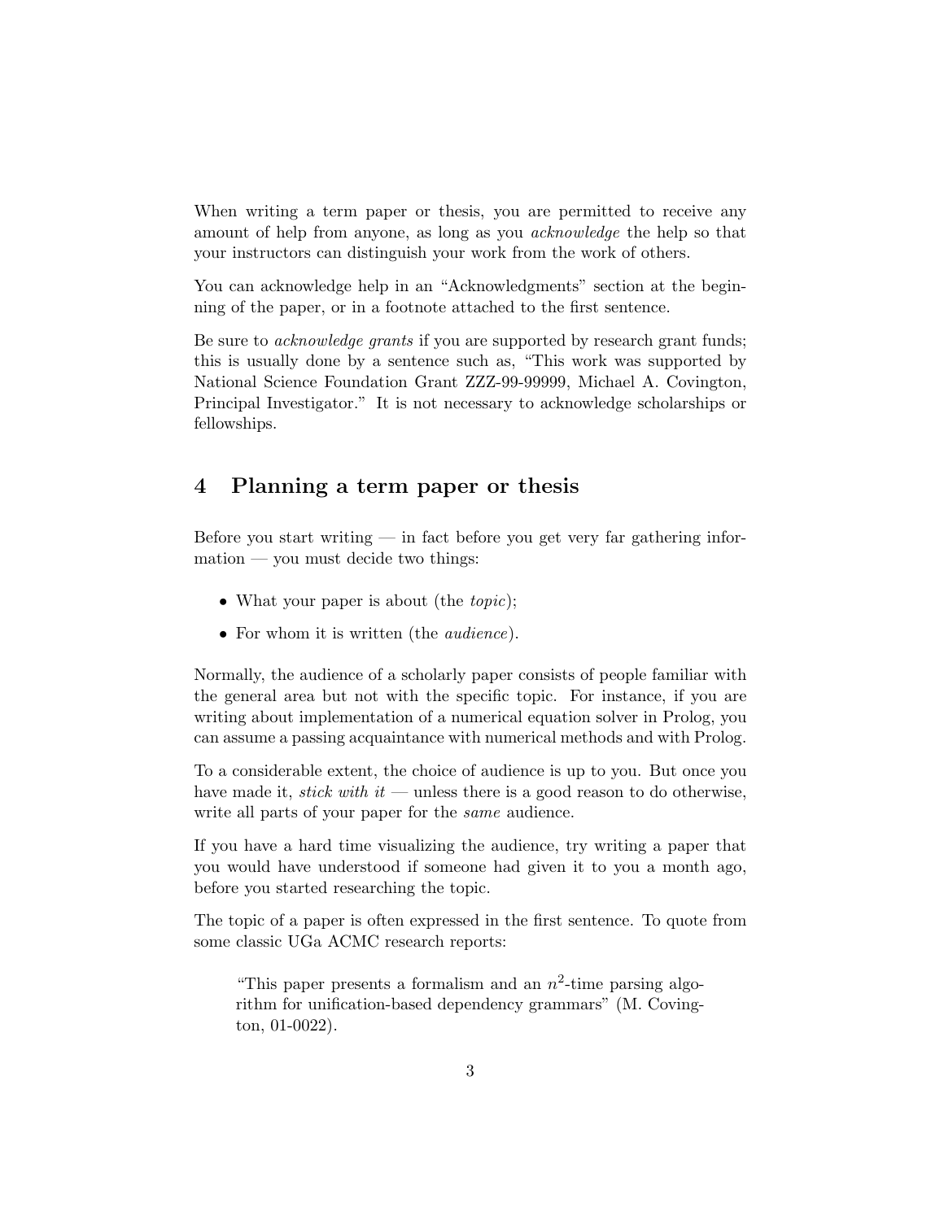When writing a term paper or thesis, you are permitted to receive any amount of help from anyone, as long as you *acknowledge* the help so that your instructors can distinguish your work from the work of others.

You can acknowledge help in an "Acknowledgments" section at the beginning of the paper, or in a footnote attached to the first sentence.

Be sure to *acknowledge grants* if you are supported by research grant funds; this is usually done by a sentence such as, "This work was supported by National Science Foundation Grant ZZZ-99-99999, Michael A. Covington, Principal Investigator." It is not necessary to acknowledge scholarships or fellowships.

## 4 Planning a term paper or thesis

Before you start writing — in fact before you get very far gathering information — you must decide two things:

- What your paper is about (the *topic*);
- For whom it is written (the *audience*).

Normally, the audience of a scholarly paper consists of people familiar with the general area but not with the specific topic. For instance, if you are writing about implementation of a numerical equation solver in Prolog, you can assume a passing acquaintance with numerical methods and with Prolog.

To a considerable extent, the choice of audience is up to you. But once you have made it, *stick with it* — unless there is a good reason to do otherwise, write all parts of your paper for the *same* audience.

If you have a hard time visualizing the audience, try writing a paper that you would have understood if someone had given it to you a month ago, before you started researching the topic.

The topic of a paper is often expressed in the first sentence. To quote from some classic UGa ACMC research reports:

> "This paper presents a formalism and an $n^2$-time parsing algorithm for unification-based dependency grammars" (M. Covington, 01-0022).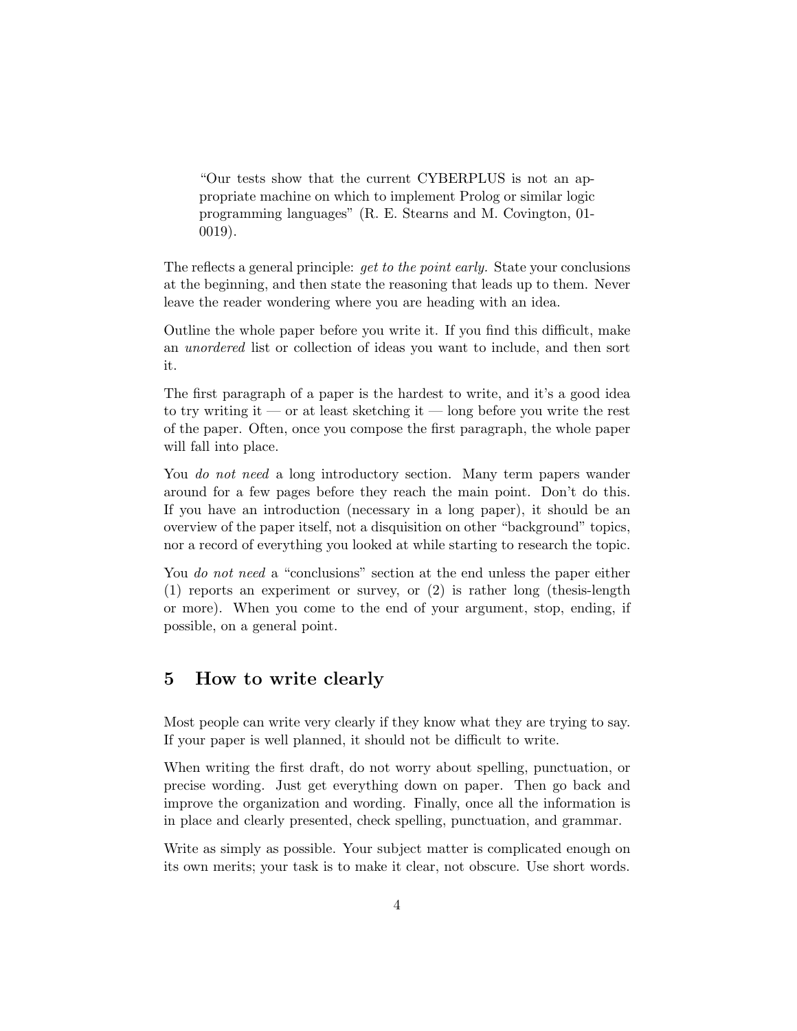> "Our tests show that the current CYBERPLUS is not an appropriate machine on which to implement Prolog or similar logic programming languages" (R. E. Stearns and M. Covington, 01-0019).

The reflects a general principle: *get to the point early.* State your conclusions at the beginning, and then state the reasoning that leads up to them. Never leave the reader wondering where you are heading with an idea.

Outline the whole paper before you write it. If you find this difficult, make an *unordered* list or collection of ideas you want to include, and then sort it.

The first paragraph of a paper is the hardest to write, and it's a good idea to try writing it — or at least sketching it — long before you write the rest of the paper. Often, once you compose the first paragraph, the whole paper will fall into place.

You *do not need* a long introductory section. Many term papers wander around for a few pages before they reach the main point. Don't do this. If you have an introduction (necessary in a long paper), it should be an overview of the paper itself, not a disquisition on other "background" topics, nor a record of everything you looked at while starting to research the topic.

You *do not need* a "conclusions" section at the end unless the paper either (1) reports an experiment or survey, or (2) is rather long (thesis-length or more). When you come to the end of your argument, stop, ending, if possible, on a general point.

## 5 How to write clearly

Most people can write very clearly if they know what they are trying to say. If your paper is well planned, it should not be difficult to write.

When writing the first draft, do not worry about spelling, punctuation, or precise wording. Just get everything down on paper. Then go back and improve the organization and wording. Finally, once all the information is in place and clearly presented, check spelling, punctuation, and grammar.

Write as simply as possible. Your subject matter is complicated enough on its own merits; your task is to make it clear, not obscure. Use short words.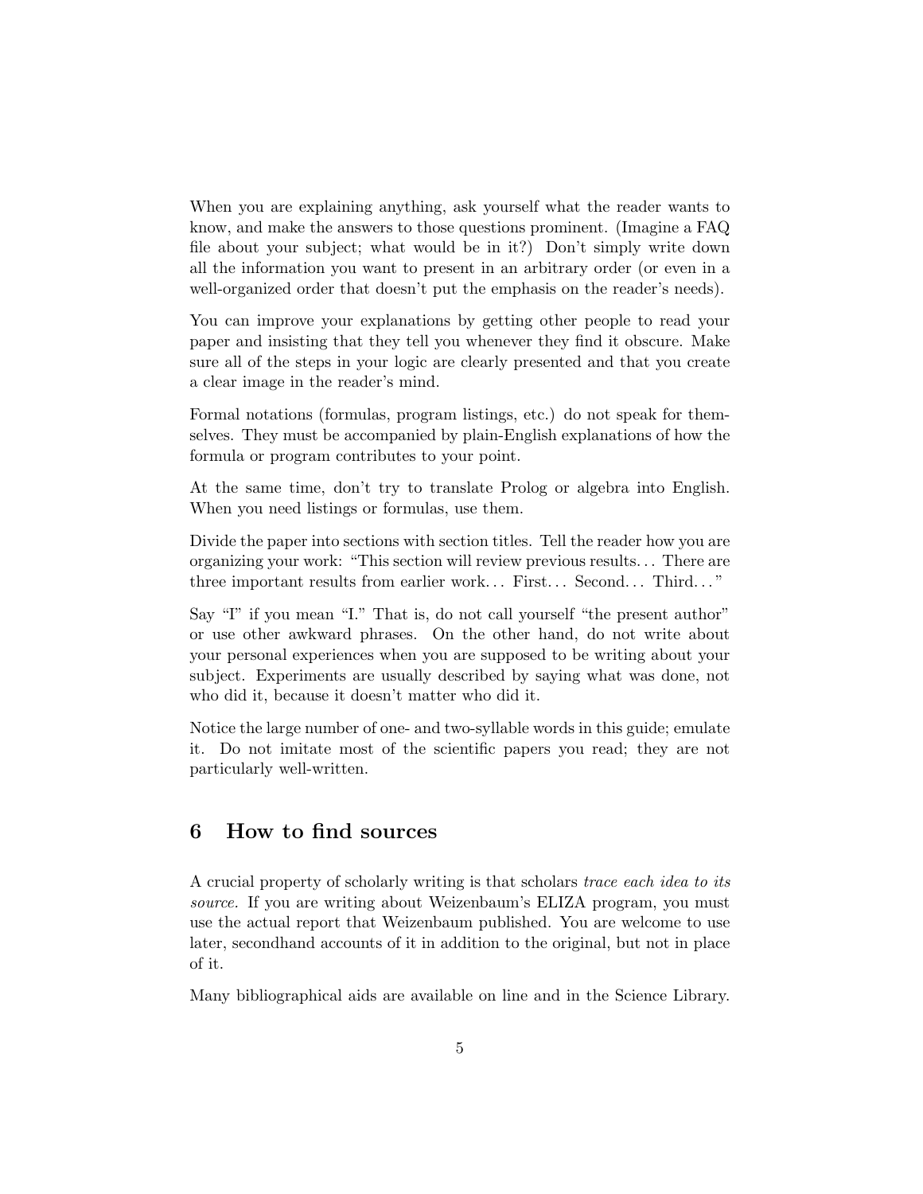When you are explaining anything, ask yourself what the reader wants to know, and make the answers to those questions prominent. (Imagine a FAQ file about your subject; what would be in it?) Don't simply write down all the information you want to present in an arbitrary order (or even in a well-organized order that doesn't put the emphasis on the reader's needs).

You can improve your explanations by getting other people to read your paper and insisting that they tell you whenever they find it obscure. Make sure all of the steps in your logic are clearly presented and that you create a clear image in the reader's mind.

Formal notations (formulas, program listings, etc.) do not speak for themselves. They must be accompanied by plain-English explanations of how the formula or program contributes to your point.

At the same time, don't try to translate Prolog or algebra into English. When you need listings or formulas, use them.

Divide the paper into sections with section titles. Tell the reader how you are organizing your work: "This section will review previous results... There are three important results from earlier work... First... Second... Third..."

Say "I" if you mean "I." That is, do not call yourself "the present author" or use other awkward phrases. On the other hand, do not write about your personal experiences when you are supposed to be writing about your subject. Experiments are usually described by saying what was done, not who did it, because it doesn't matter who did it.

Notice the large number of one- and two-syllable words in this guide; emulate it. Do not imitate most of the scientific papers you read; they are not particularly well-written.

## 6 How to find sources

A crucial property of scholarly writing is that scholars *trace each idea to its source*. If you are writing about Weizenbaum's ELIZA program, you must use the actual report that Weizenbaum published. You are welcome to use later, secondhand accounts of it in addition to the original, but not in place of it.

Many bibliographical aids are available on line and in the Science Library.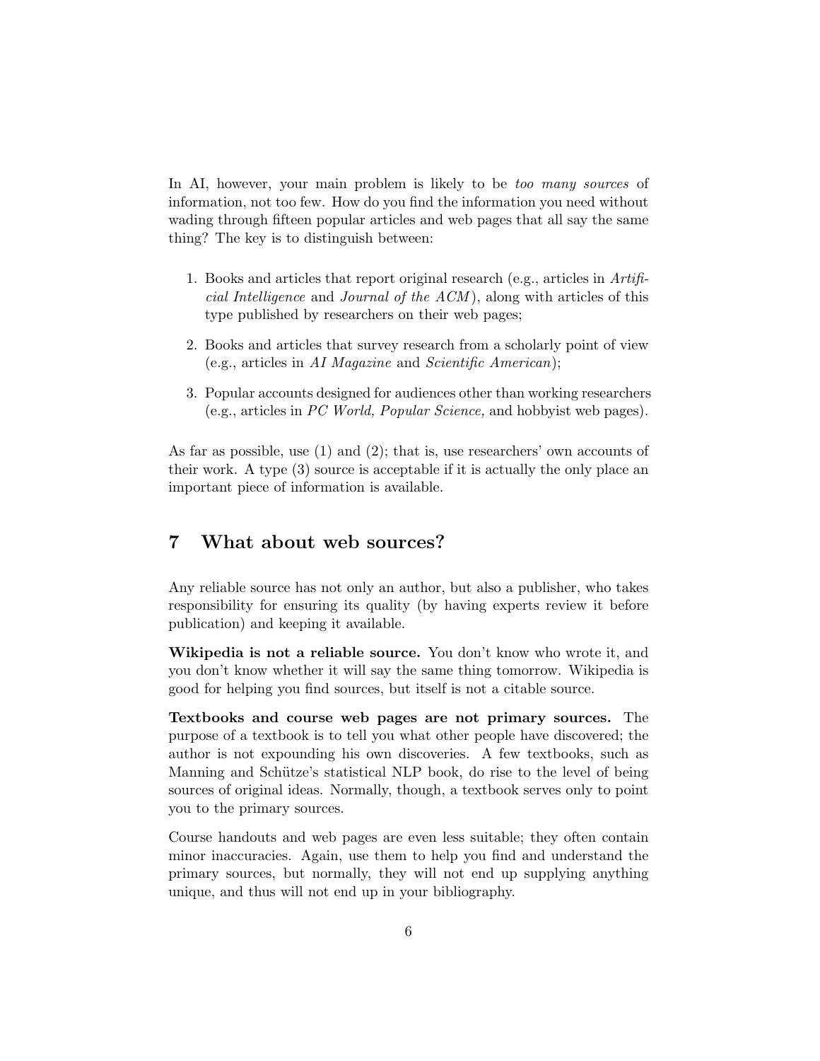In AI, however, your main problem is likely to be *too many sources* of information, not too few. How do you find the information you need without wading through fifteen popular articles and web pages that all say the same thing? The key is to distinguish between:

1. Books and articles that report original research (e.g., articles in *Artificial Intelligence* and *Journal of the ACM*), along with articles of this type published by researchers on their web pages;
2. Books and articles that survey research from a scholarly point of view (e.g., articles in *AI Magazine* and *Scientific American*);
3. Popular accounts designed for audiences other than working researchers (e.g., articles in *PC World, Popular Science,* and hobbyist web pages).

As far as possible, use (1) and (2); that is, use researchers' own accounts of their work. A type (3) source is acceptable if it is actually the only place an important piece of information is available.

## 7 What about web sources?

Any reliable source has not only an author, but also a publisher, who takes responsibility for ensuring its quality (by having experts review it before publication) and keeping it available.

**Wikipedia is not a reliable source.** You don't know who wrote it, and you don't know whether it will say the same thing tomorrow. Wikipedia is good for helping you find sources, but itself is not a citable source.

**Textbooks and course web pages are not primary sources.** The purpose of a textbook is to tell you what other people have discovered; the author is not expounding his own discoveries. A few textbooks, such as Manning and Schütze's statistical NLP book, do rise to the level of being sources of original ideas. Normally, though, a textbook serves only to point you to the primary sources.

Course handouts and web pages are even less suitable; they often contain minor inaccuracies. Again, use them to help you find and understand the primary sources, but normally, they will not end up supplying anything unique, and thus will not end up in your bibliography.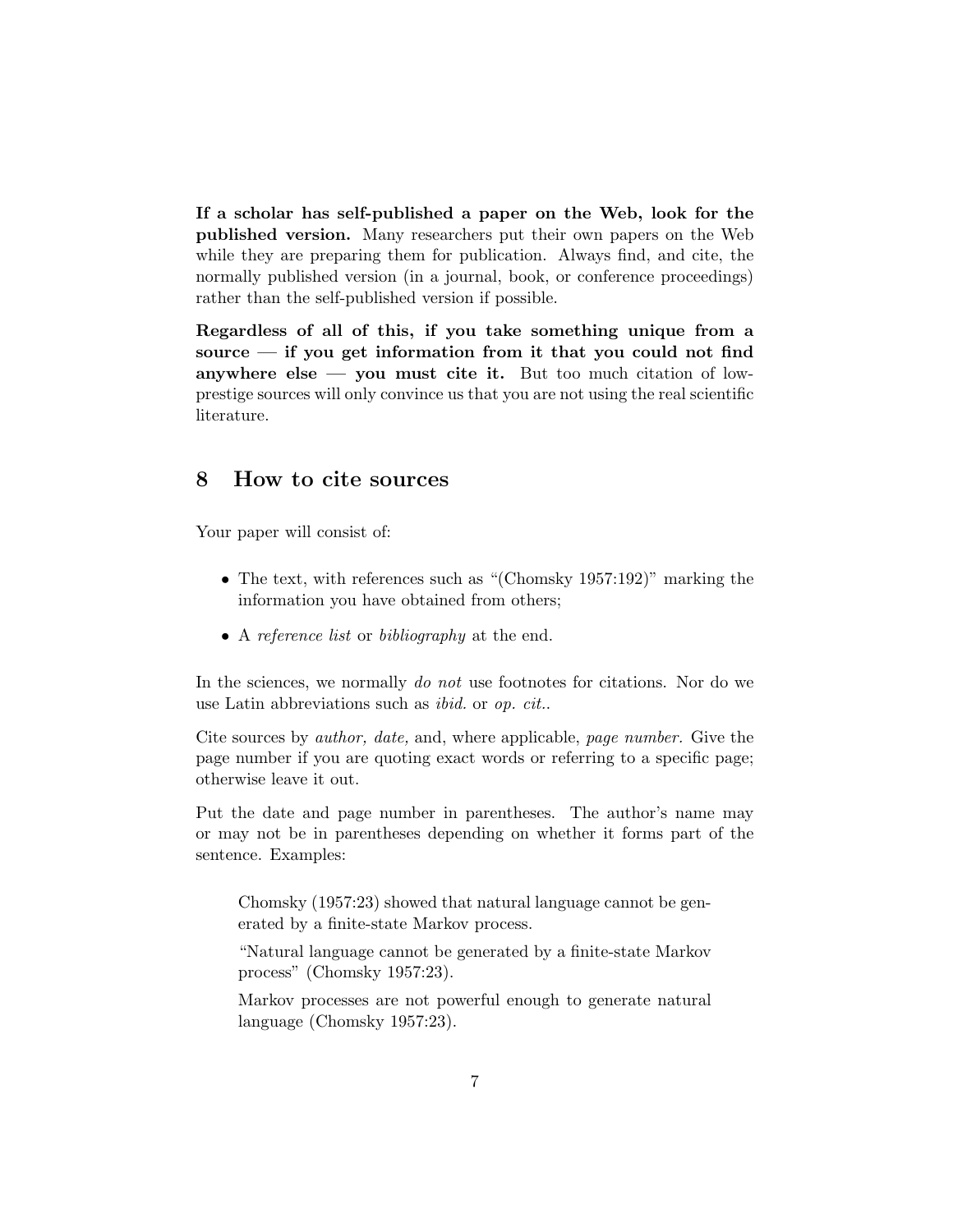**If a scholar has self-published a paper on the Web, look for the published version.** Many researchers put their own papers on the Web while they are preparing them for publication. Always find, and cite, the normally published version (in a journal, book, or conference proceedings) rather than the self-published version if possible.

**Regardless of all of this, if you take something unique from a source — if you get information from it that you could not find anywhere else — you must cite it.** But too much citation of low-prestige sources will only convince us that you are not using the real scientific literature.

## 8 How to cite sources

Your paper will consist of:

- The text, with references such as "(Chomsky 1957:192)" marking the information you have obtained from others;
- A *reference list* or *bibliography* at the end.

In the sciences, we normally *do not* use footnotes for citations. Nor do we use Latin abbreviations such as *ibid.* or *op. cit.*.

Cite sources by *author, date,* and, where applicable, *page number.* Give the page number if you are quoting exact words or referring to a specific page; otherwise leave it out.

Put the date and page number in parentheses. The author's name may or may not be in parentheses depending on whether it forms part of the sentence. Examples:

> Chomsky (1957:23) showed that natural language cannot be generated by a finite-state Markov process.
>
> "Natural language cannot be generated by a finite-state Markov process" (Chomsky 1957:23).
>
> Markov processes are not powerful enough to generate natural language (Chomsky 1957:23).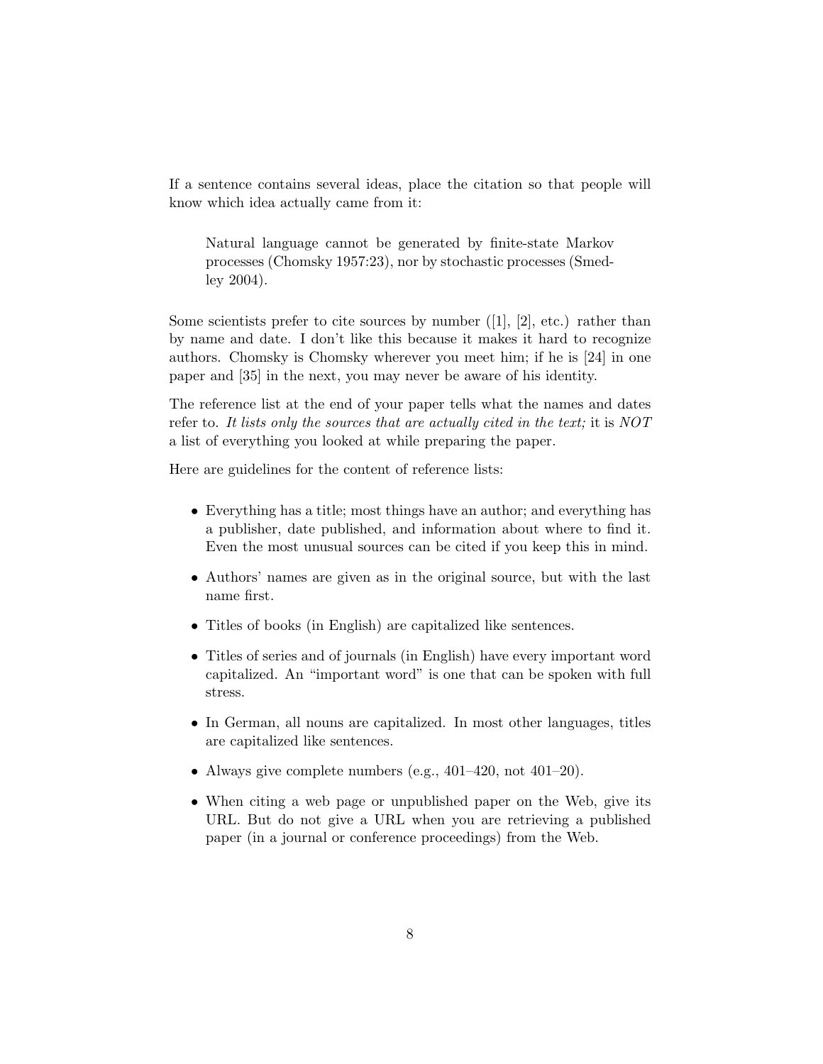If a sentence contains several ideas, place the citation so that people will know which idea actually came from it:

> Natural language cannot be generated by finite-state Markov processes (Chomsky 1957:23), nor by stochastic processes (Smedley 2004).

Some scientists prefer to cite sources by number ([1], [2], etc.) rather than by name and date. I don't like this because it makes it hard to recognize authors. Chomsky is Chomsky wherever you meet him; if he is [24] in one paper and [35] in the next, you may never be aware of his identity.

The reference list at the end of your paper tells what the names and dates refer to. *It lists only the sources that are actually cited in the text;* it is *NOT* a list of everything you looked at while preparing the paper.

Here are guidelines for the content of reference lists:

- Everything has a title; most things have an author; and everything has a publisher, date published, and information about where to find it. Even the most unusual sources can be cited if you keep this in mind.
- Authors' names are given as in the original source, but with the last name first.
- Titles of books (in English) are capitalized like sentences.
- Titles of series and of journals (in English) have every important word capitalized. An "important word" is one that can be spoken with full stress.
- In German, all nouns are capitalized. In most other languages, titles are capitalized like sentences.
- Always give complete numbers (e.g., 401–420, not 401–20).
- When citing a web page or unpublished paper on the Web, give its URL. But do not give a URL when you are retrieving a published paper (in a journal or conference proceedings) from the Web.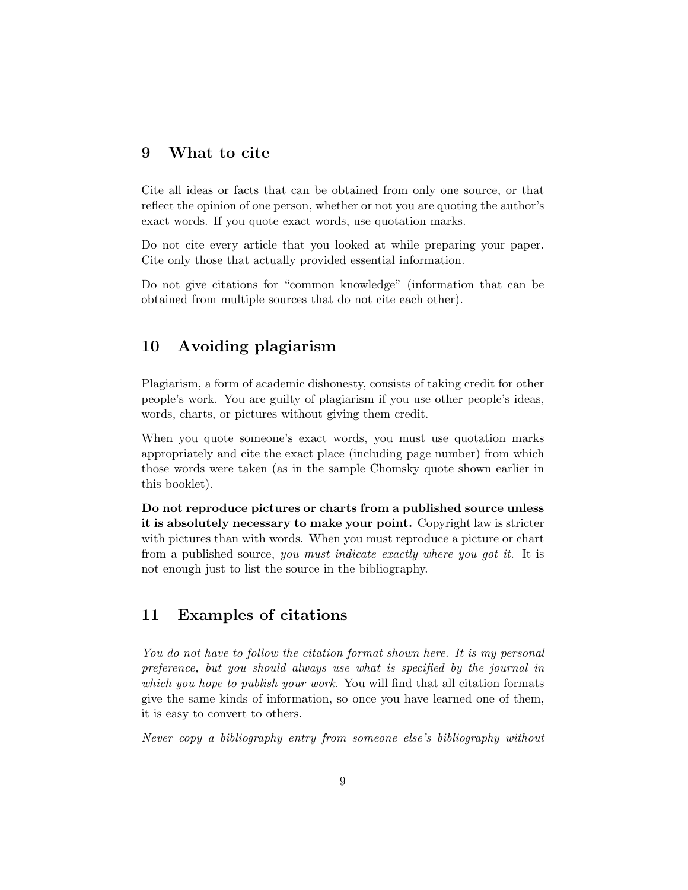## 9 What to cite

Cite all ideas or facts that can be obtained from only one source, or that reflect the opinion of one person, whether or not you are quoting the author's exact words. If you quote exact words, use quotation marks.

Do not cite every article that you looked at while preparing your paper. Cite only those that actually provided essential information.

Do not give citations for "common knowledge" (information that can be obtained from multiple sources that do not cite each other).

## 10 Avoiding plagiarism

Plagiarism, a form of academic dishonesty, consists of taking credit for other people's work. You are guilty of plagiarism if you use other people's ideas, words, charts, or pictures without giving them credit.

When you quote someone's exact words, you must use quotation marks appropriately and cite the exact place (including page number) from which those words were taken (as in the sample Chomsky quote shown earlier in this booklet).

**Do not reproduce pictures or charts from a published source unless it is absolutely necessary to make your point.** Copyright law is stricter with pictures than with words. When you must reproduce a picture or chart from a published source, *you must indicate exactly where you got it.* It is not enough just to list the source in the bibliography.

## 11 Examples of citations

*You do not have to follow the citation format shown here. It is my personal preference, but you should always use what is specified by the journal in which you hope to publish your work.* You will find that all citation formats give the same kinds of information, so once you have learned one of them, it is easy to convert to others.

*Never copy a bibliography entry from someone else's bibliography without*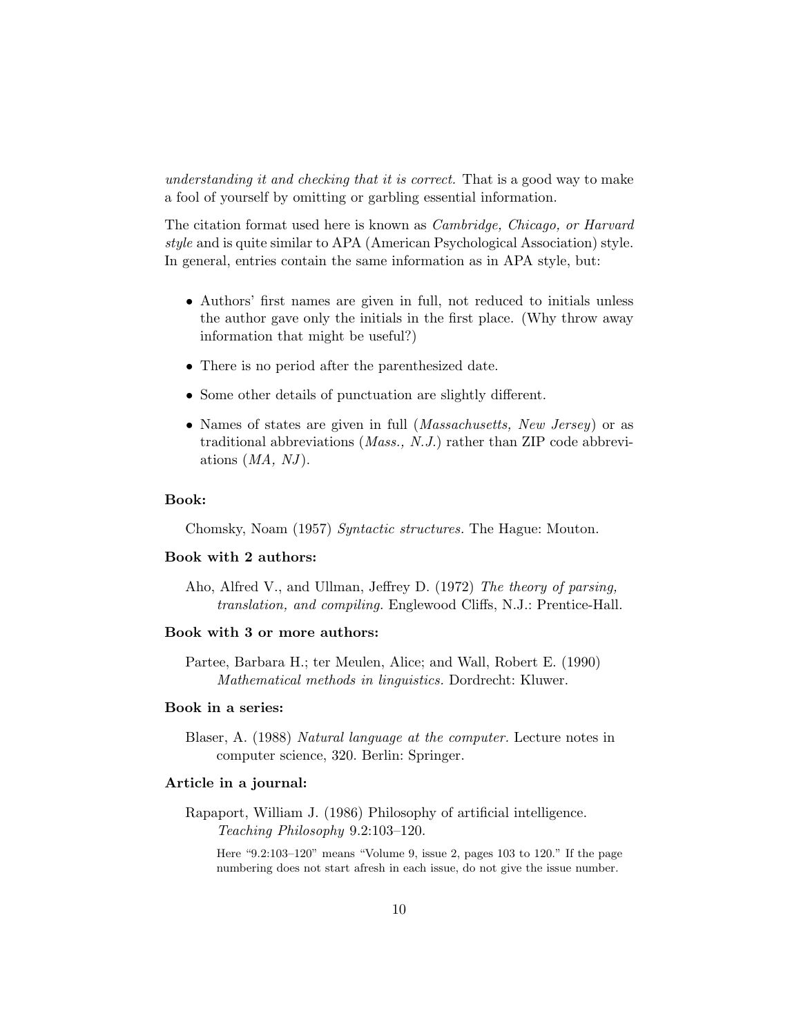*understanding it and checking that it is correct.* That is a good way to make a fool of yourself by omitting or garbling essential information.

The citation format used here is known as *Cambridge, Chicago, or Harvard style* and is quite similar to APA (American Psychological Association) style. In general, entries contain the same information as in APA style, but:

- Authors' first names are given in full, not reduced to initials unless the author gave only the initials in the first place. (Why throw away information that might be useful?)
- There is no period after the parenthesized date.
- Some other details of punctuation are slightly different.
- Names of states are given in full (*Massachusetts, New Jersey*) or as traditional abbreviations (*Mass., N.J.*) rather than ZIP code abbreviations (*MA, NJ*).

**Book:**

Chomsky, Noam (1957) *Syntactic structures.* The Hague: Mouton.

**Book with 2 authors:**

Aho, Alfred V., and Ullman, Jeffrey D. (1972) *The theory of parsing, translation, and compiling.* Englewood Cliffs, N.J.: Prentice-Hall.

**Book with 3 or more authors:**

Partee, Barbara H.; ter Meulen, Alice; and Wall, Robert E. (1990) *Mathematical methods in linguistics.* Dordrecht: Kluwer.

**Book in a series:**

Blaser, A. (1988) *Natural language at the computer.* Lecture notes in computer science, 320. Berlin: Springer.

**Article in a journal:**

Rapaport, William J. (1986) Philosophy of artificial intelligence. *Teaching Philosophy* 9.2:103–120.

Here "9.2:103–120" means "Volume 9, issue 2, pages 103 to 120." If the page numbering does not start afresh in each issue, do not give the issue number.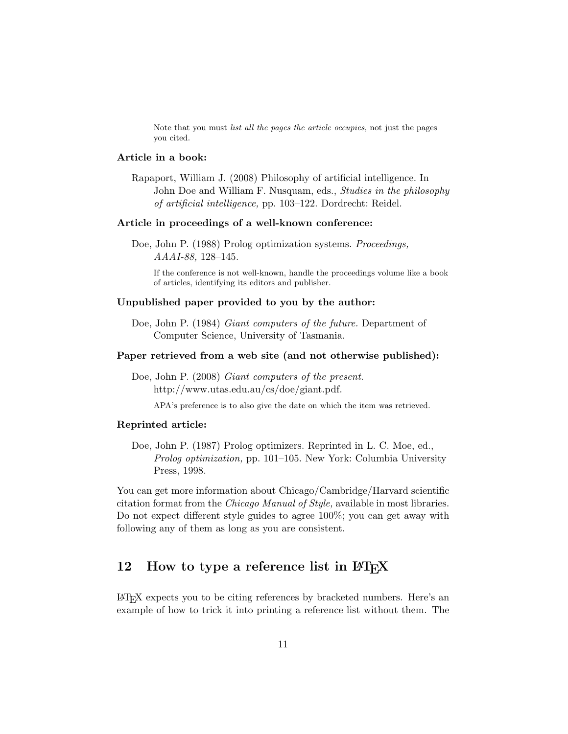Note that you must *list all the pages the article occupies,* not just the pages you cited.

**Article in a book:**

Rapaport, William J. (2008) Philosophy of artificial intelligence. In John Doe and William F. Nusquam, eds., *Studies in the philosophy of artificial intelligence,* pp. 103–122. Dordrecht: Reidel.

**Article in proceedings of a well-known conference:**

Doe, John P. (1988) Prolog optimization systems. *Proceedings, AAAI-88,* 128–145.

If the conference is not well-known, handle the proceedings volume like a book of articles, identifying its editors and publisher.

**Unpublished paper provided to you by the author:**

Doe, John P. (1984) *Giant computers of the future.* Department of Computer Science, University of Tasmania.

**Paper retrieved from a web site (and not otherwise published):**

Doe, John P. (2008) *Giant computers of the present.* http://www.utas.edu.au/cs/doe/giant.pdf.

APA's preference is to also give the date on which the item was retrieved.

**Reprinted article:**

Doe, John P. (1987) Prolog optimizers. Reprinted in L. C. Moe, ed., *Prolog optimization,* pp. 101–105. New York: Columbia University Press, 1998.

You can get more information about Chicago/Cambridge/Harvard scientific citation format from the *Chicago Manual of Style,* available in most libraries. Do not expect different style guides to agree 100%; you can get away with following any of them as long as you are consistent.

## 12 How to type a reference list in LaTeX

LaTeX expects you to be citing references by bracketed numbers. Here's an example of how to trick it into printing a reference list without them. The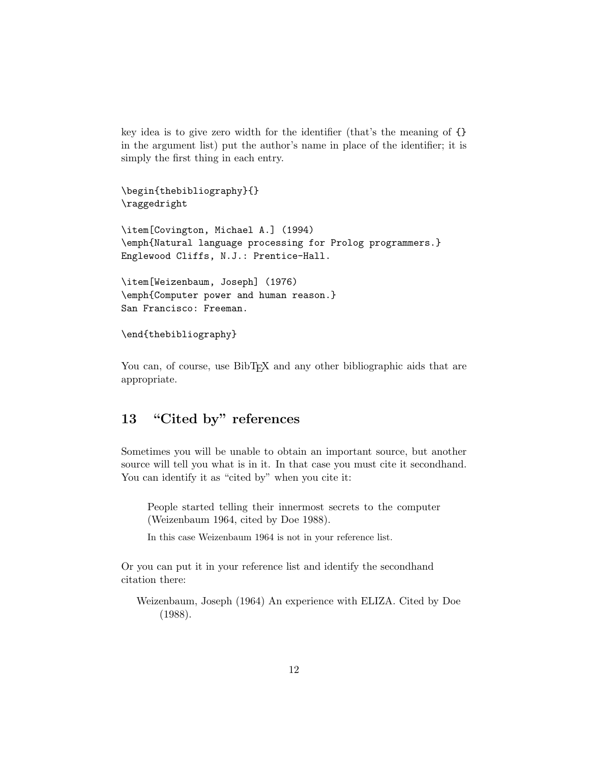key idea is to give zero width for the identifier (that's the meaning of {} in the argument list) put the author's name in place of the identifier; it is simply the first thing in each entry.

```
\begin{thebibliography}{}
\raggedright

\item[Covington, Michael A.] (1994)
\emph{Natural language processing for Prolog programmers.}
Englewood Cliffs, N.J.: Prentice-Hall.

\item[Weizenbaum, Joseph] (1976)
\emph{Computer power and human reason.}
San Francisco: Freeman.

\end{thebibliography}
```

You can, of course, use BibTEX and any other bibliographic aids that are appropriate.

## 13 "Cited by" references

Sometimes you will be unable to obtain an important source, but another source will tell you what is in it. In that case you must cite it secondhand. You can identify it as "cited by" when you cite it:

> People started telling their innermost secrets to the computer (Weizenbaum 1964, cited by Doe 1988).
>
> In this case Weizenbaum 1964 is not in your reference list.

Or you can put it in your reference list and identify the secondhand citation there:

> Weizenbaum, Joseph (1964) An experience with ELIZA. Cited by Doe (1988).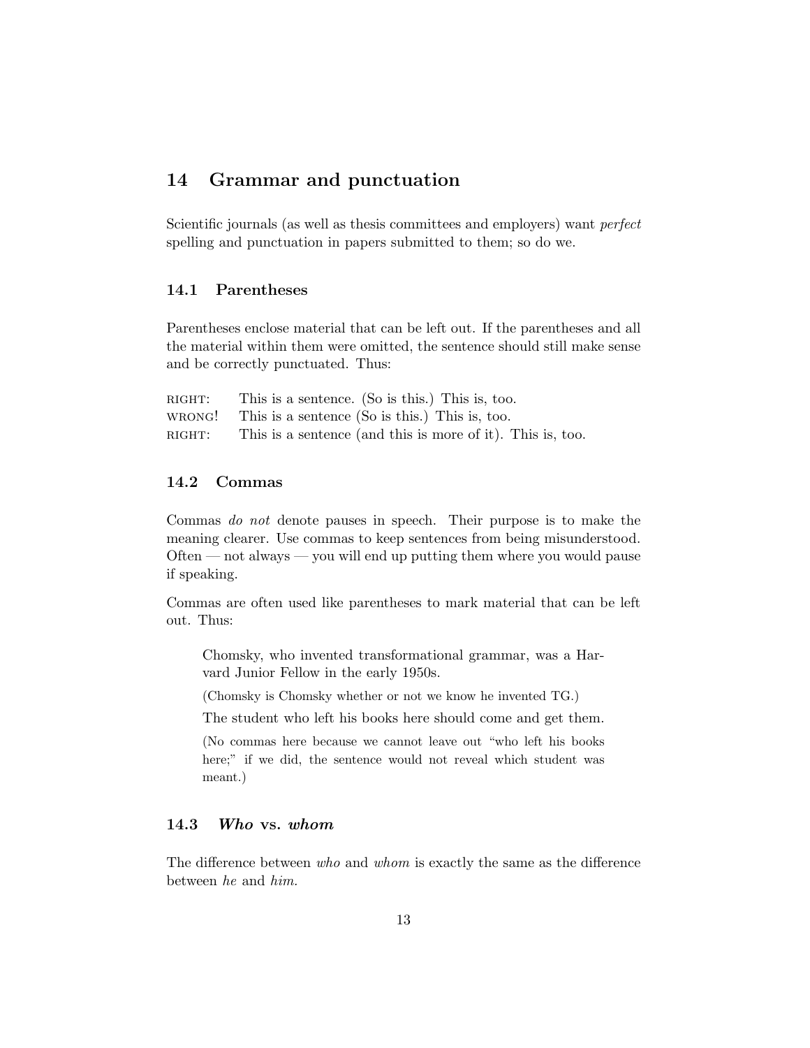## 14 Grammar and punctuation

Scientific journals (as well as thesis committees and employers) want *perfect* spelling and punctuation in papers submitted to them; so do we.

### 14.1 Parentheses

Parentheses enclose material that can be left out. If the parentheses and all the material within them were omitted, the sentence should still make sense and be correctly punctuated. Thus:

| | |
|---|---|
| RIGHT: | This is a sentence. (So is this.) This is, too. |
| WRONG! | This is a sentence (So is this.) This is, too. |
| RIGHT: | This is a sentence (and this is more of it). This is, too. |

### 14.2 Commas

Commas *do not* denote pauses in speech. Their purpose is to make the meaning clearer. Use commas to keep sentences from being misunderstood. Often — not always — you will end up putting them where you would pause if speaking.

Commas are often used like parentheses to mark material that can be left out. Thus:

> Chomsky, who invented transformational grammar, was a Harvard Junior Fellow in the early 1950s.
>
> (Chomsky is Chomsky whether or not we know he invented TG.)
>
> The student who left his books here should come and get them.
>
> (No commas here because we cannot leave out "who left his books here;" if we did, the sentence would not reveal which student was meant.)

### 14.3 *Who* vs. *whom*

The difference between *who* and *whom* is exactly the same as the difference between *he* and *him.*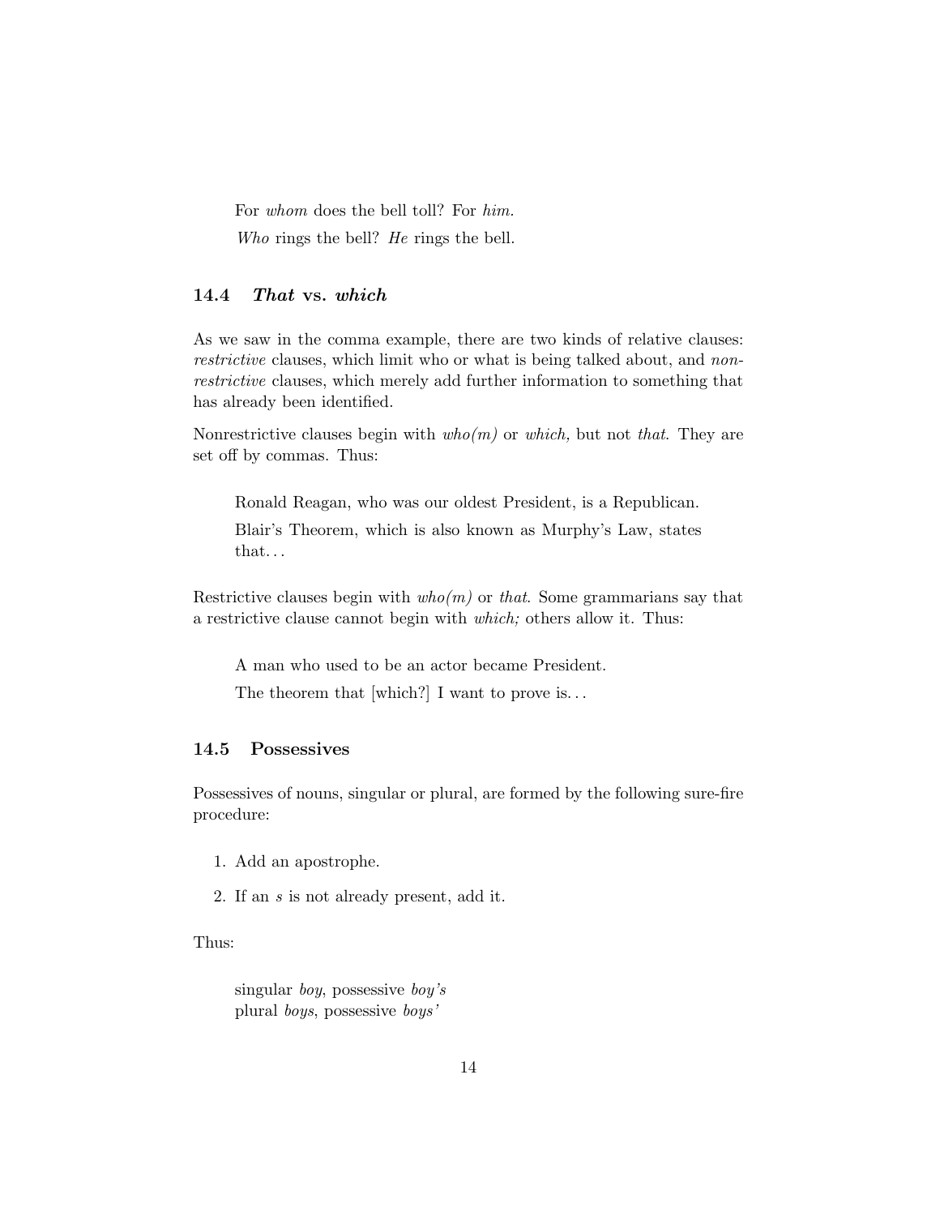> For *whom* does the bell toll? For *him.*
>
> *Who* rings the bell? *He* rings the bell.

### 14.4 *That* vs. *which*

As we saw in the comma example, there are two kinds of relative clauses: *restrictive* clauses, which limit who or what is being talked about, and *nonrestrictive* clauses, which merely add further information to something that has already been identified.

Nonrestrictive clauses begin with *who(m)* or *which,* but not *that*. They are set off by commas. Thus:

> Ronald Reagan, who was our oldest President, is a Republican.
>
> Blair's Theorem, which is also known as Murphy's Law, states that...

Restrictive clauses begin with *who(m)* or *that*. Some grammarians say that a restrictive clause cannot begin with *which;* others allow it. Thus:

> A man who used to be an actor became President.
>
> The theorem that [which?] I want to prove is...

### 14.5 Possessives

Possessives of nouns, singular or plural, are formed by the following sure-fire procedure:

1. Add an apostrophe.
2. If an *s* is not already present, add it.

Thus:

> singular *boy*, possessive *boy's*
> plural *boys*, possessive *boys'*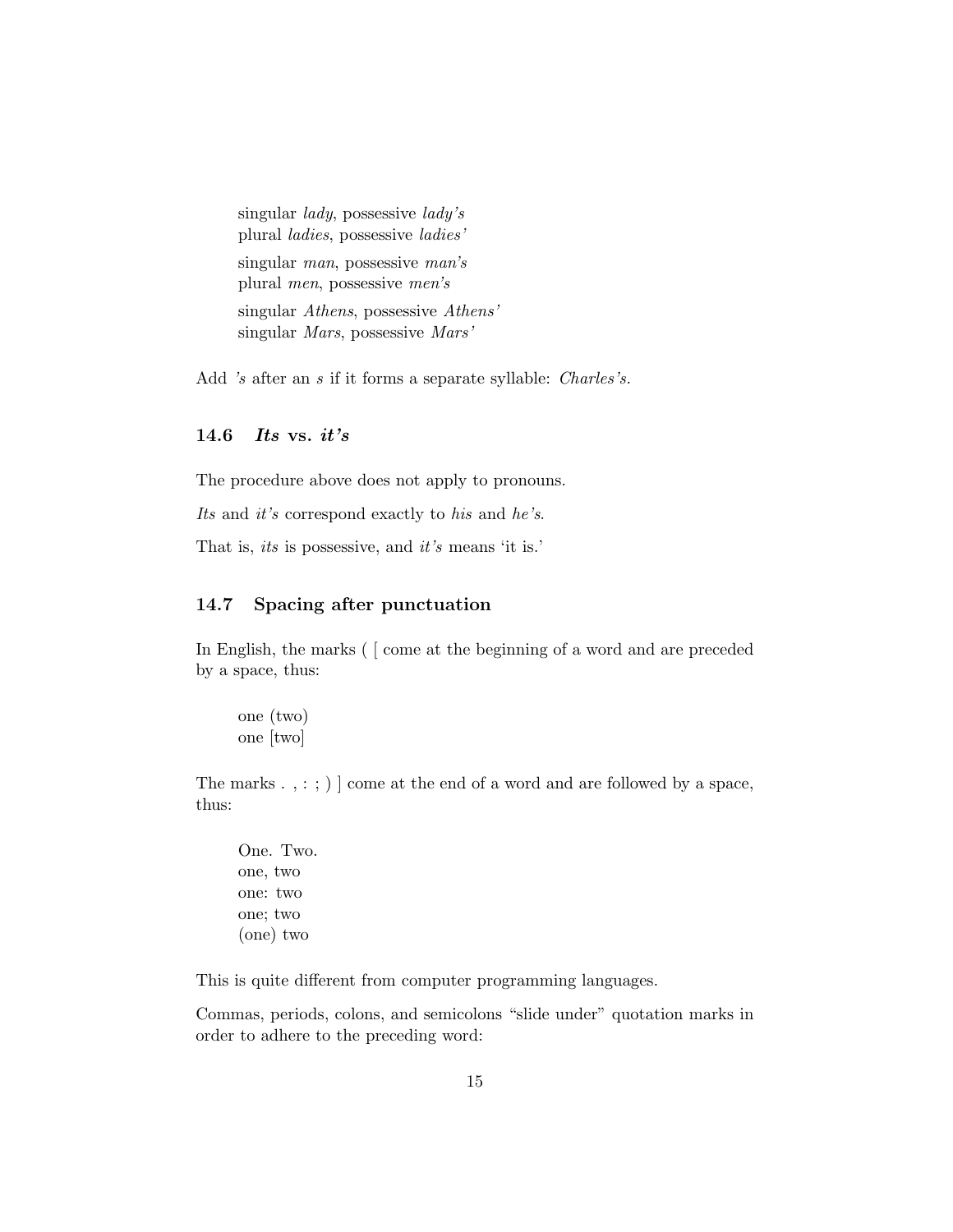> singular *lady*, possessive *lady's*
> plural *ladies*, possessive *ladies'*
>
> singular *man*, possessive *man's*
> plural *men*, possessive *men's*
>
> singular *Athens*, possessive *Athens'*
> singular *Mars*, possessive *Mars'*

Add *'s* after an *s* if it forms a separate syllable: *Charles's.*

### 14.6 *Its* vs. *it's*

The procedure above does not apply to pronouns.

*Its* and *it's* correspond exactly to *his* and *he's*.

That is, *its* is possessive, and *it's* means 'it is.'

### 14.7 Spacing after punctuation

In English, the marks ( [ come at the beginning of a word and are preceded by a space, thus:

> one (two)
> one [two]

The marks . , : ; ) ] come at the end of a word and are followed by a space, thus:

> One. Two.
> one, two
> one: two
> one; two
> (one) two

This is quite different from computer programming languages.

Commas, periods, colons, and semicolons "slide under" quotation marks in order to adhere to the preceding word: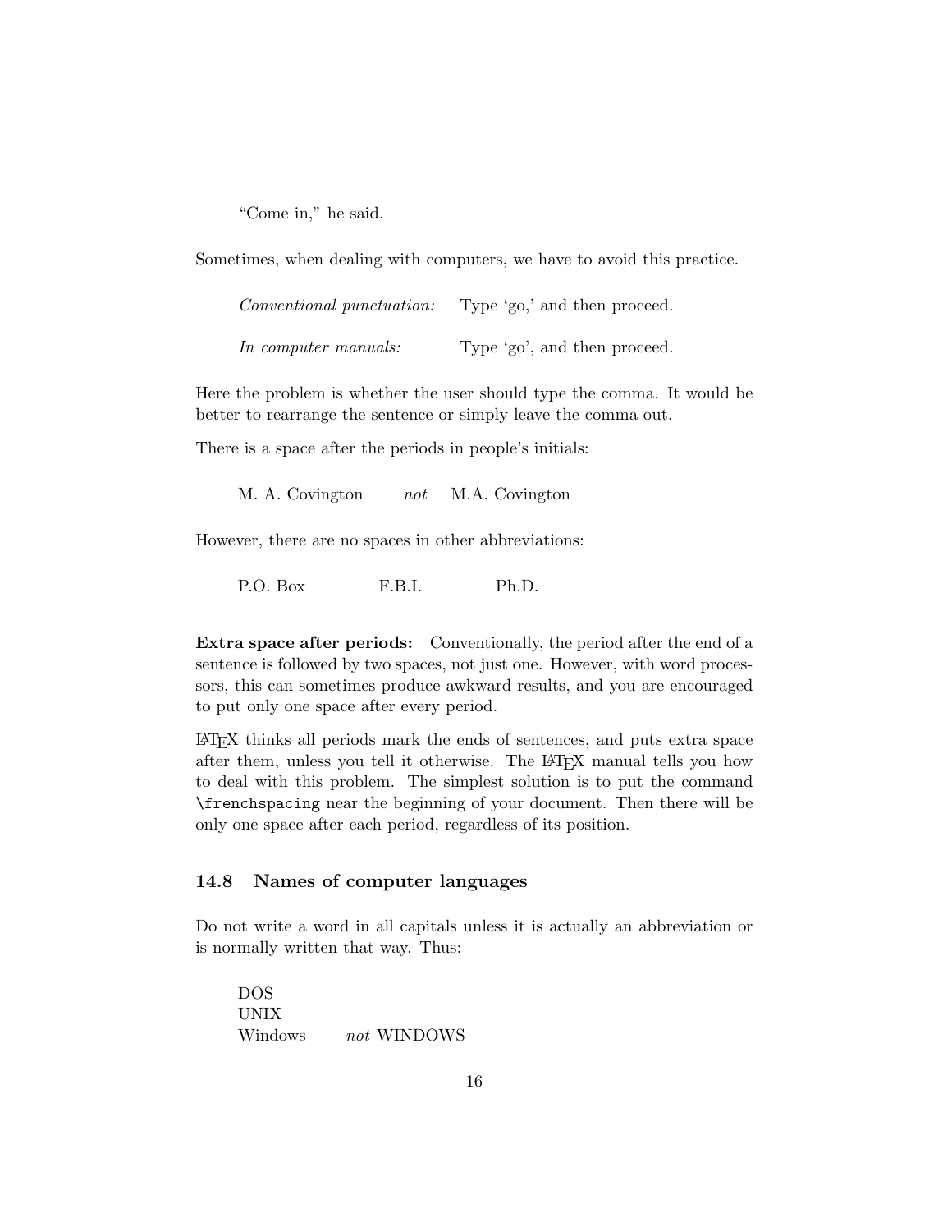"Come in," he said.

Sometimes, when dealing with computers, we have to avoid this practice.

| | |
|---|---|
| *Conventional punctuation:* | Type 'go,' and then proceed. |
| *In computer manuals:* | Type 'go', and then proceed. |

Here the problem is whether the user should type the comma. It would be better to rearrange the sentence or simply leave the comma out.

There is a space after the periods in people's initials:

M. A. Covington *not* M.A. Covington

However, there are no spaces in other abbreviations:

P.O. Box F.B.I. Ph.D.

**Extra space after periods:** Conventionally, the period after the end of a sentence is followed by two spaces, not just one. However, with word processors, this can sometimes produce awkward results, and you are encouraged to put only one space after every period.

LaTeX thinks all periods mark the ends of sentences, and puts extra space after them, unless you tell it otherwise. The LaTeX manual tells you how to deal with this problem. The simplest solution is to put the command `\frenchspacing` near the beginning of your document. Then there will be only one space after each period, regardless of its position.

### 14.8 Names of computer languages

Do not write a word in all capitals unless it is actually an abbreviation or is normally written that way. Thus:

DOS
UNIX
Windows *not* WINDOWS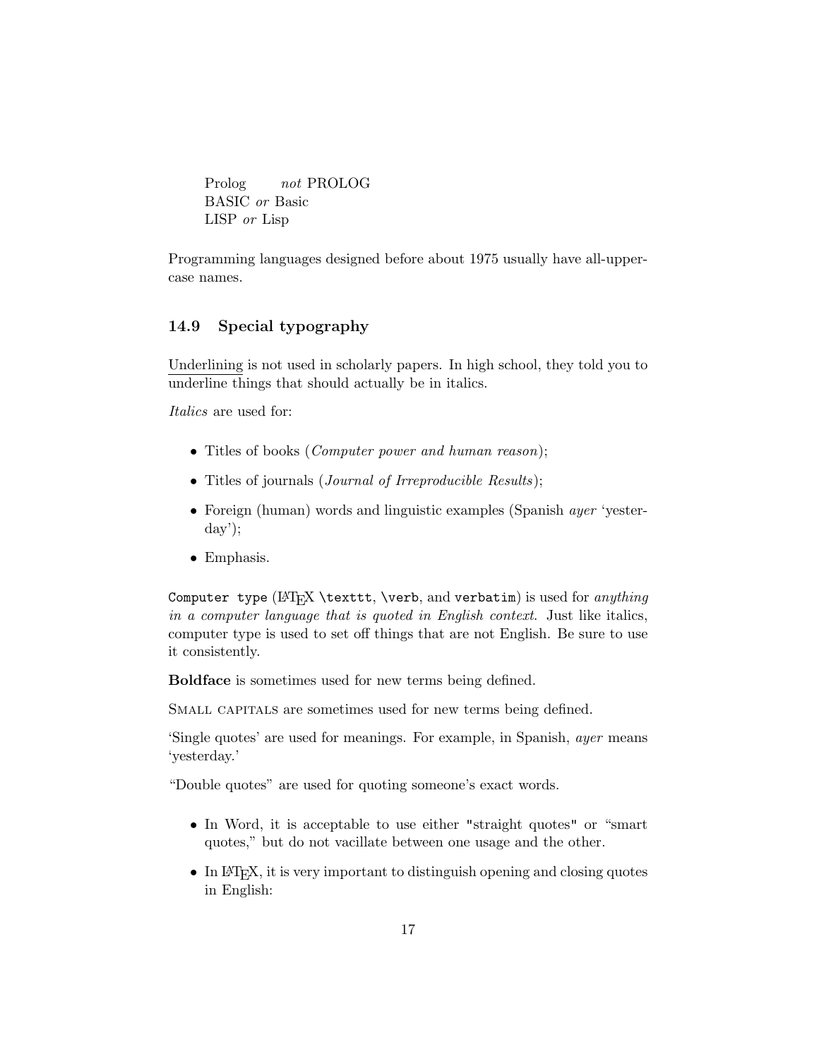Prolog *not* PROLOG
BASIC *or* Basic
LISP *or* Lisp

Programming languages designed before about 1975 usually have all-uppercase names.

### 14.9 Special typography

<u>Underlining</u> is not used in scholarly papers. In high school, they told you to underline things that should actually be in italics.

*Italics* are used for:

- Titles of books (*Computer power and human reason*);
- Titles of journals (*Journal of Irreproducible Results*);
- Foreign (human) words and linguistic examples (Spanish *ayer* 'yesterday');
- Emphasis.

`Computer type` (LaTeX `\texttt`, `\verb`, and `verbatim`) is used for *anything in a computer language that is quoted in English context*. Just like italics, computer type is used to set off things that are not English. Be sure to use it consistently.

**Boldface** is sometimes used for new terms being defined.

Small capitals are sometimes used for new terms being defined.

'Single quotes' are used for meanings. For example, in Spanish, *ayer* means 'yesterday.'

"Double quotes" are used for quoting someone's exact words.

- In Word, it is acceptable to use either `"straight quotes"` or "smart quotes," but do not vacillate between one usage and the other.
- In LaTeX, it is very important to distinguish opening and closing quotes in English: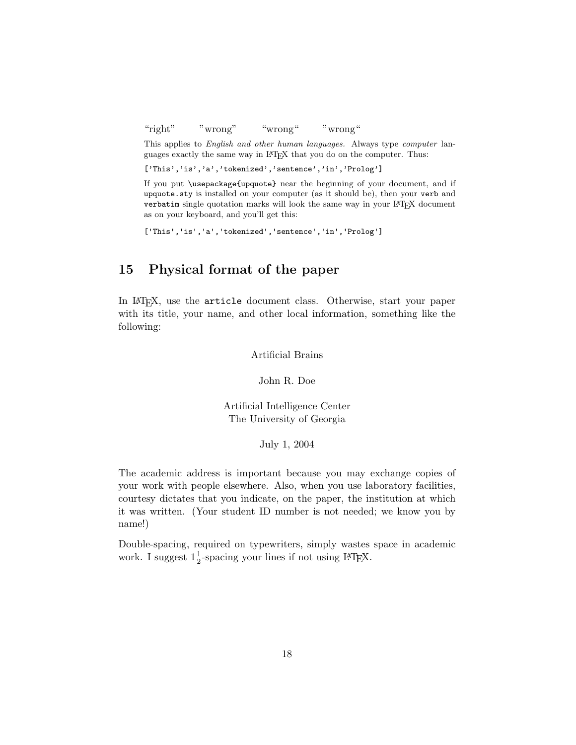“right”     ”wrong”     “wrong“     ”wrong“

This applies to *English and other human languages.* Always type *computer* languages exactly the same way in LaTeX that you do on the computer. Thus:

```
['This','is','a','tokenized','sentence','in','Prolog']
```

If you put `\usepackage{upquote}` near the beginning of your document, and if `upquote.sty` is installed on your computer (as it should be), then your `verb` and `verbatim` single quotation marks will look the same way in your LaTeX document as on your keyboard, and you'll get this:

```
['This','is','a','tokenized','sentence','in','Prolog']
```

## 15 Physical format of the paper

In LaTeX, use the `article` document class. Otherwise, start your paper with its title, your name, and other local information, something like the following:

Artificial Brains

John R. Doe

Artificial Intelligence Center
The University of Georgia

July 1, 2004

The academic address is important because you may exchange copies of your work with people elsewhere. Also, when you use laboratory facilities, courtesy dictates that you indicate, on the paper, the institution at which it was written. (Your student ID number is not needed; we know you by name!)

Double-spacing, required on typewriters, simply wastes space in academic work. I suggest $1\frac{1}{2}$-spacing your lines if not using LaTeX.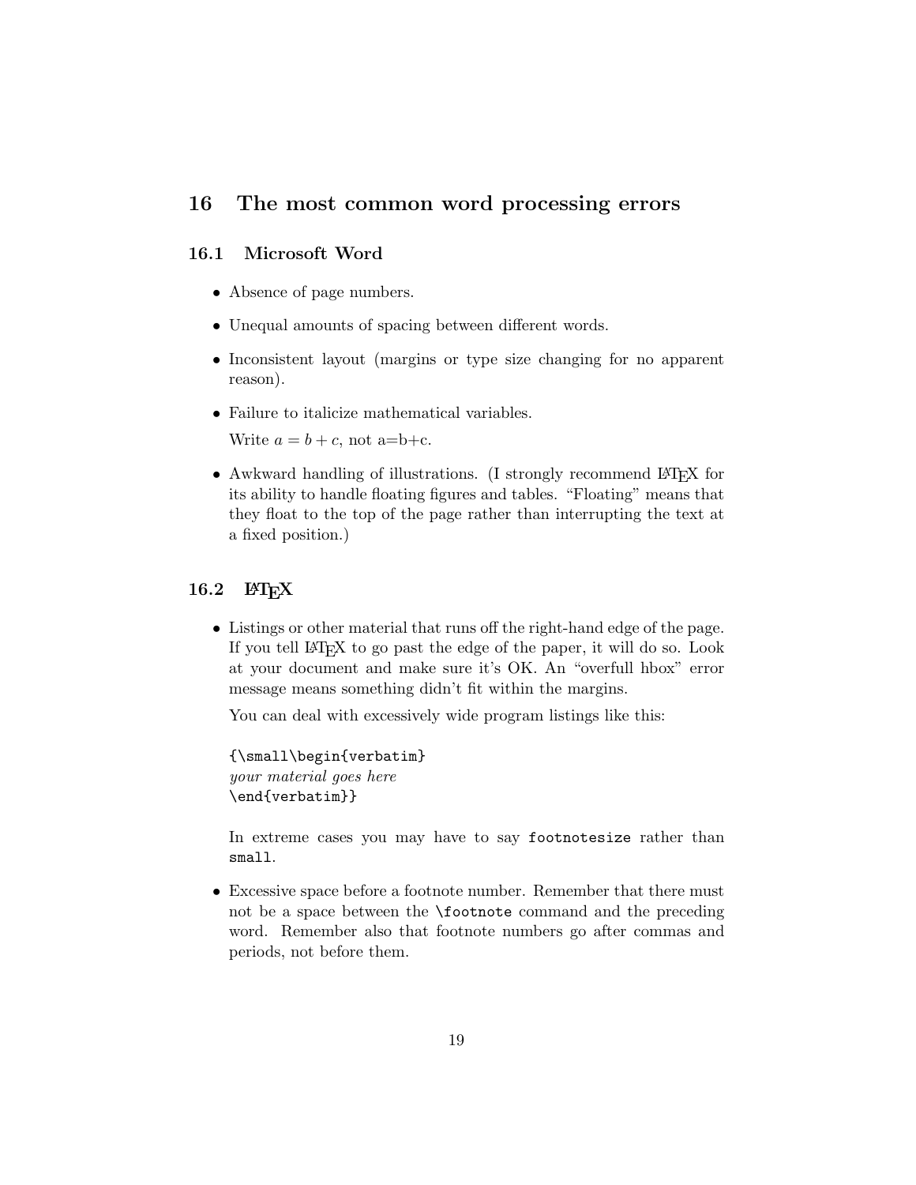# 16 The most common word processing errors

## 16.1 Microsoft Word

- Absence of page numbers.
- Unequal amounts of spacing between different words.
- Inconsistent layout (margins or type size changing for no apparent reason).
- Failure to italicize mathematical variables.

  Write $a = b + c$, not a=b+c.

- Awkward handling of illustrations. (I strongly recommend LaTeX for its ability to handle floating figures and tables. "Floating" means that they float to the top of the page rather than interrupting the text at a fixed position.)

## 16.2 LaTeX

- Listings or other material that runs off the right-hand edge of the page. If you tell LaTeX to go past the edge of the paper, it will do so. Look at your document and make sure it's OK. An "overfull hbox" error message means something didn't fit within the margins.

  You can deal with excessively wide program listings like this:

  ```
  {\small\begin{verbatim}
  your material goes here
  \end{verbatim}}
  ```

  In extreme cases you may have to say `footnotesize` rather than `small`.

- Excessive space before a footnote number. Remember that there must not be a space between the `\footnote` command and the preceding word. Remember also that footnote numbers go after commas and periods, not before them.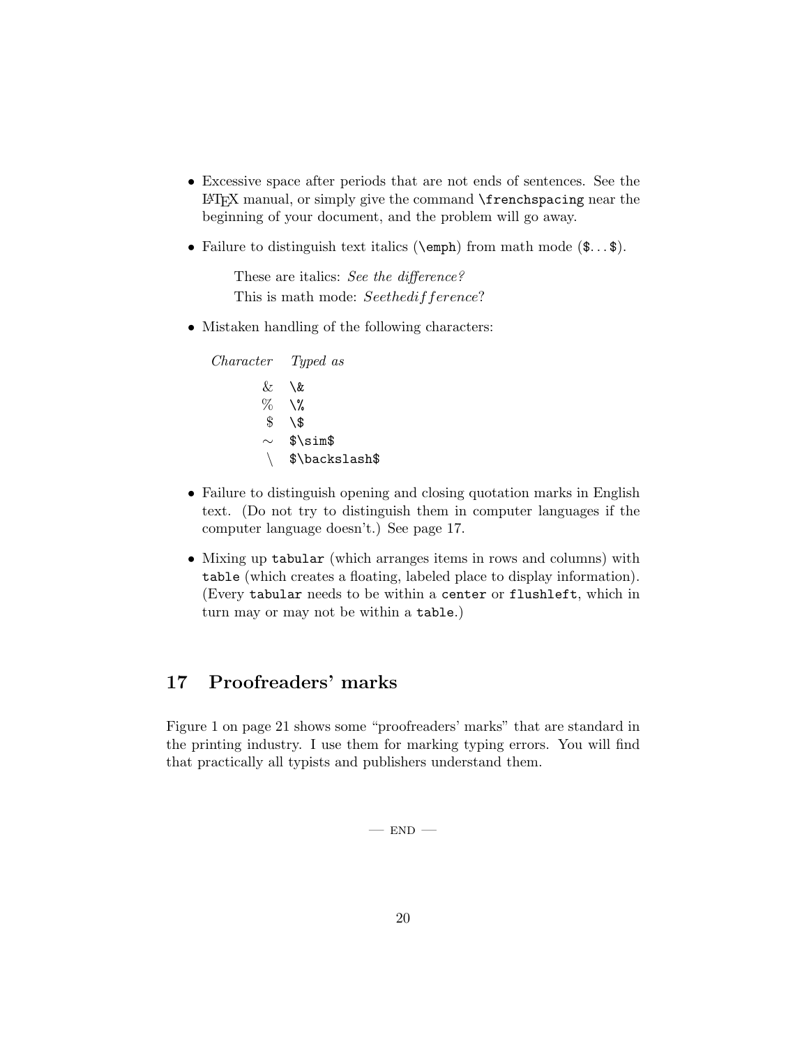- Excessive space after periods that are not ends of sentences. See the LaTeX manual, or simply give the command `\frenchspacing` near the beginning of your document, and the problem will go away.

- Failure to distinguish text italics (`\emph`) from math mode (`$...$`).

  These are italics: *See the difference?*
  This is math mode: $Seethedifference$?

- Mistaken handling of the following characters:

  | *Character* | *Typed as* |
  |---|---|
  | & | `\&` |
  | % | `\%` |
  | $ | `\$` |
  | ∼ | `$\sim$` |
  | \ | `$\backslash$` |

- Failure to distinguish opening and closing quotation marks in English text. (Do not try to distinguish them in computer languages if the computer language doesn't.) See page 17.

- Mixing up `tabular` (which arranges items in rows and columns) with `table` (which creates a floating, labeled place to display information). (Every `tabular` needs to be within a `center` or `flushleft`, which in turn may or may not be within a `table`.)

## 17 Proofreaders' marks

Figure 1 on page 21 shows some "proofreaders' marks" that are standard in the printing industry. I use them for marking typing errors. You will find that practically all typists and publishers understand them.

— END —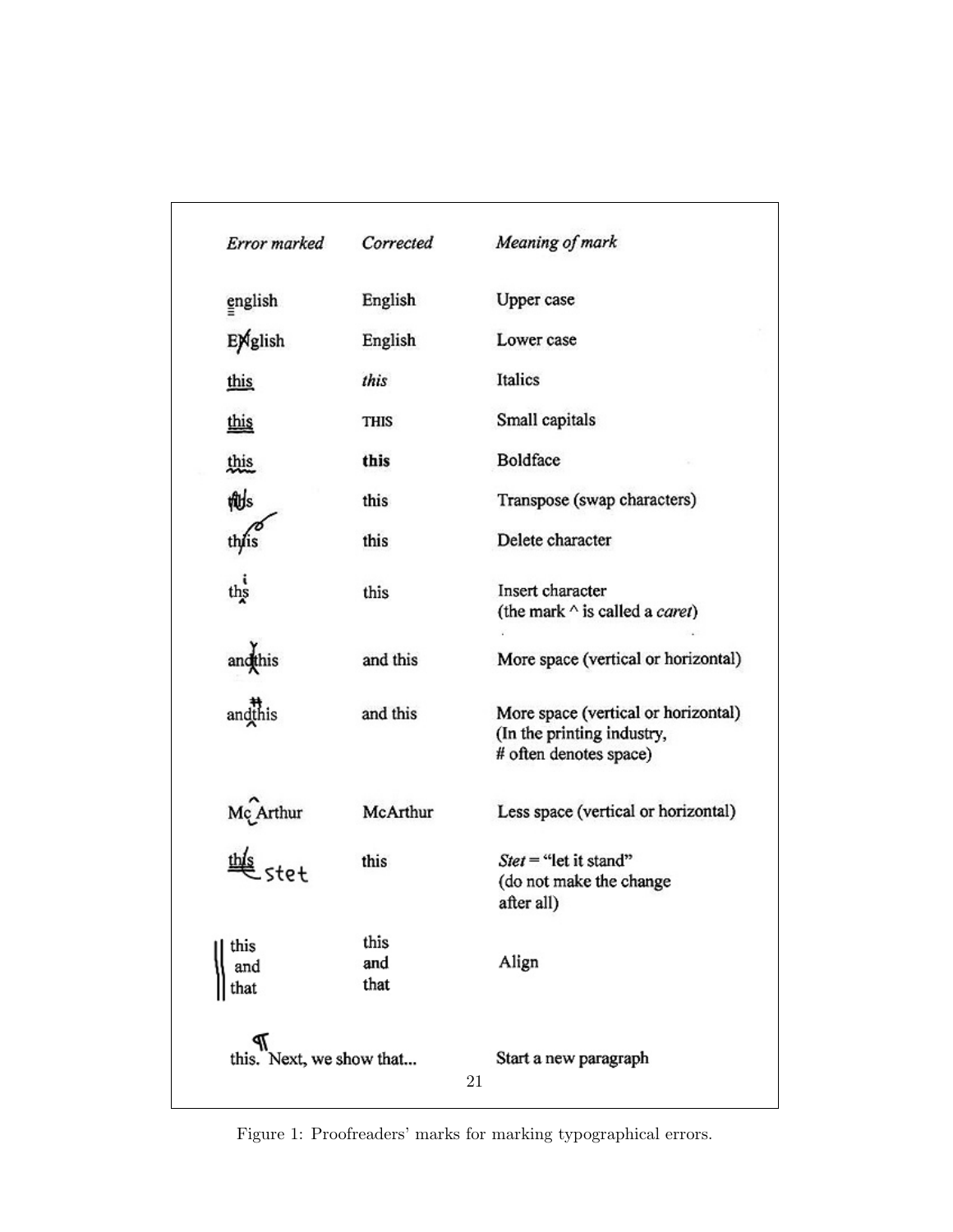| *Error marked* | *Corrected* | *Meaning of mark* |
| --- | --- | --- |
| english | English | Upper case |
| EǸglish | English | Lower case |
| this | *this* | Italics |
| this | THIS | Small capitals |
| this | **this** | Boldface |
| tihs | this | Transpose (swap characters) |
| thiis | this | Delete character |
| ths | this | Insert character (the mark ^ is called a *caret*) |
| andthis | and this | More space (vertical or horizontal) |
| andthis | and this | More space (vertical or horizontal) (In the printing industry, # often denotes space) |
| Mc Arthur | McArthur | Less space (vertical or horizontal) |
| this stet | this | *Stet* = "let it stand" (do not make the change after all) |
| this and that | this and that | Align |
| this. ¶ Next, we show that... | | Start a new paragraph |

Figure 1: Proofreaders' marks for marking typographical errors.